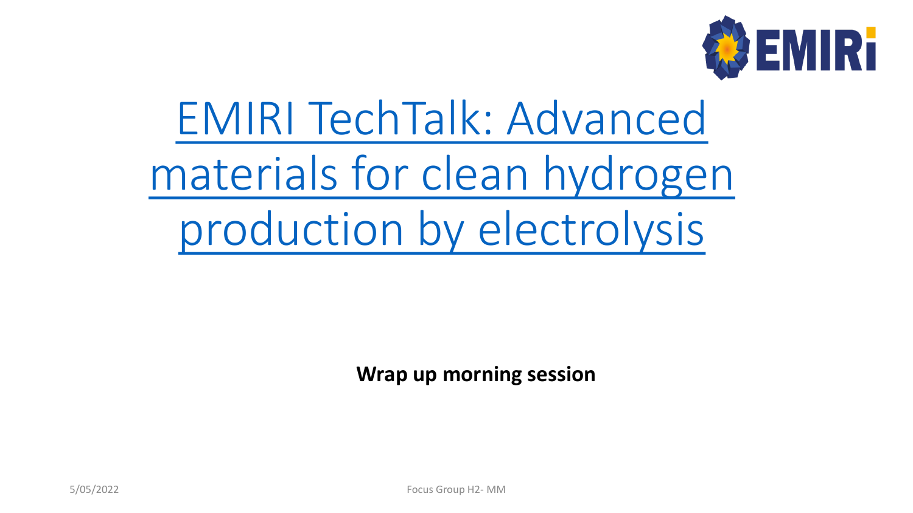# EMIRI TechTalk: Advanced materials for clean hydrogen production by electrolysis

**Wrap up morning session**

5/05/2022

Focus Group H2- MM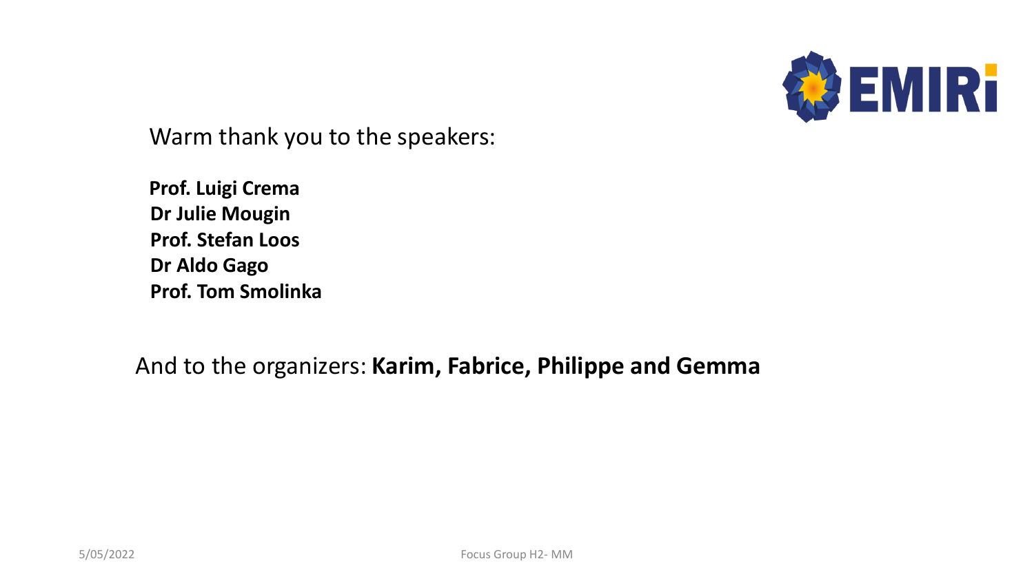Warm thank you to the speakers:

**Prof. Luigi Crema**
**Dr Julie Mougin**
**Prof. Stefan Loos**
**Dr Aldo Gago**
**Prof. Tom Smolinka**

And to the organizers: **Karim, Fabrice, Philippe and Gemma**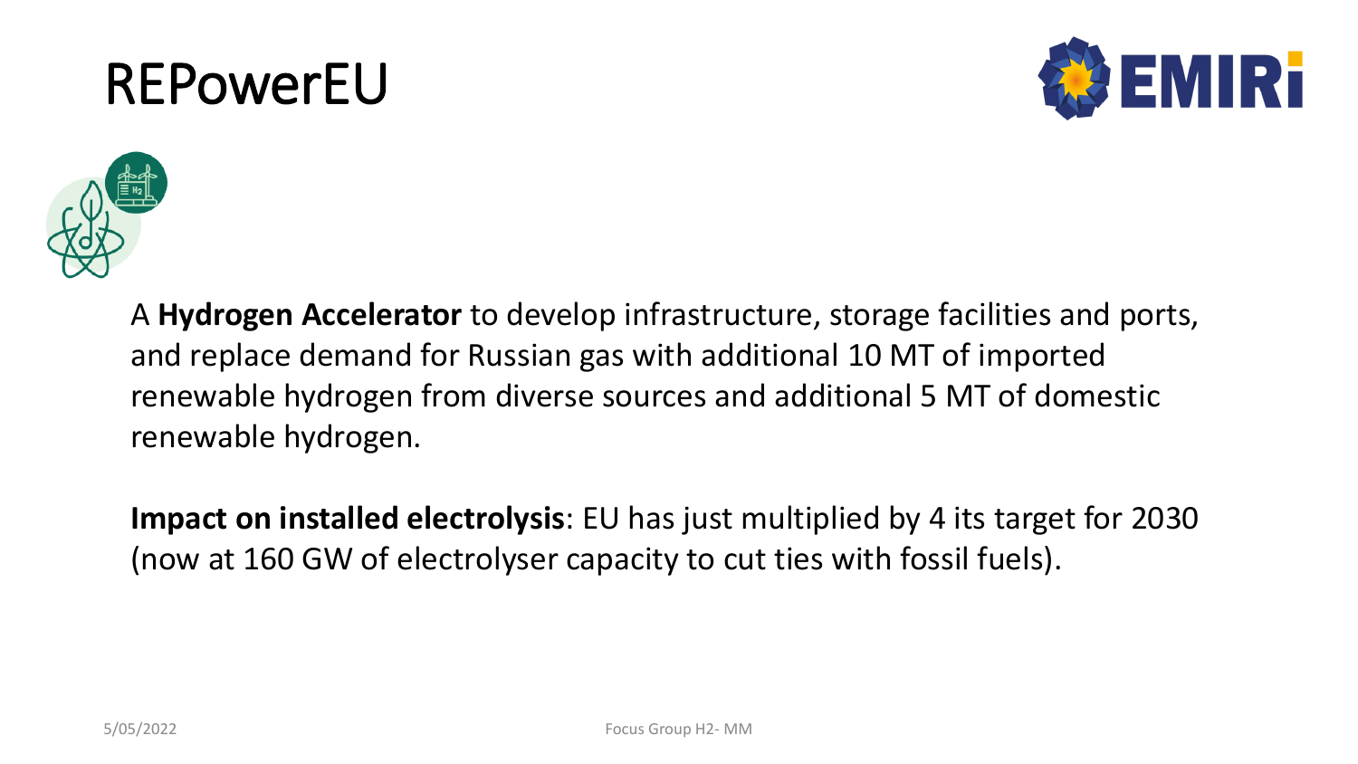# REPowerEU

A **Hydrogen Accelerator** to develop infrastructure, storage facilities and ports, and replace demand for Russian gas with additional 10 MT of imported renewable hydrogen from diverse sources and additional 5 MT of domestic renewable hydrogen.

**Impact on installed electrolysis**: EU has just multiplied by 4 its target for 2030 (now at 160 GW of electrolyser capacity to cut ties with fossil fuels).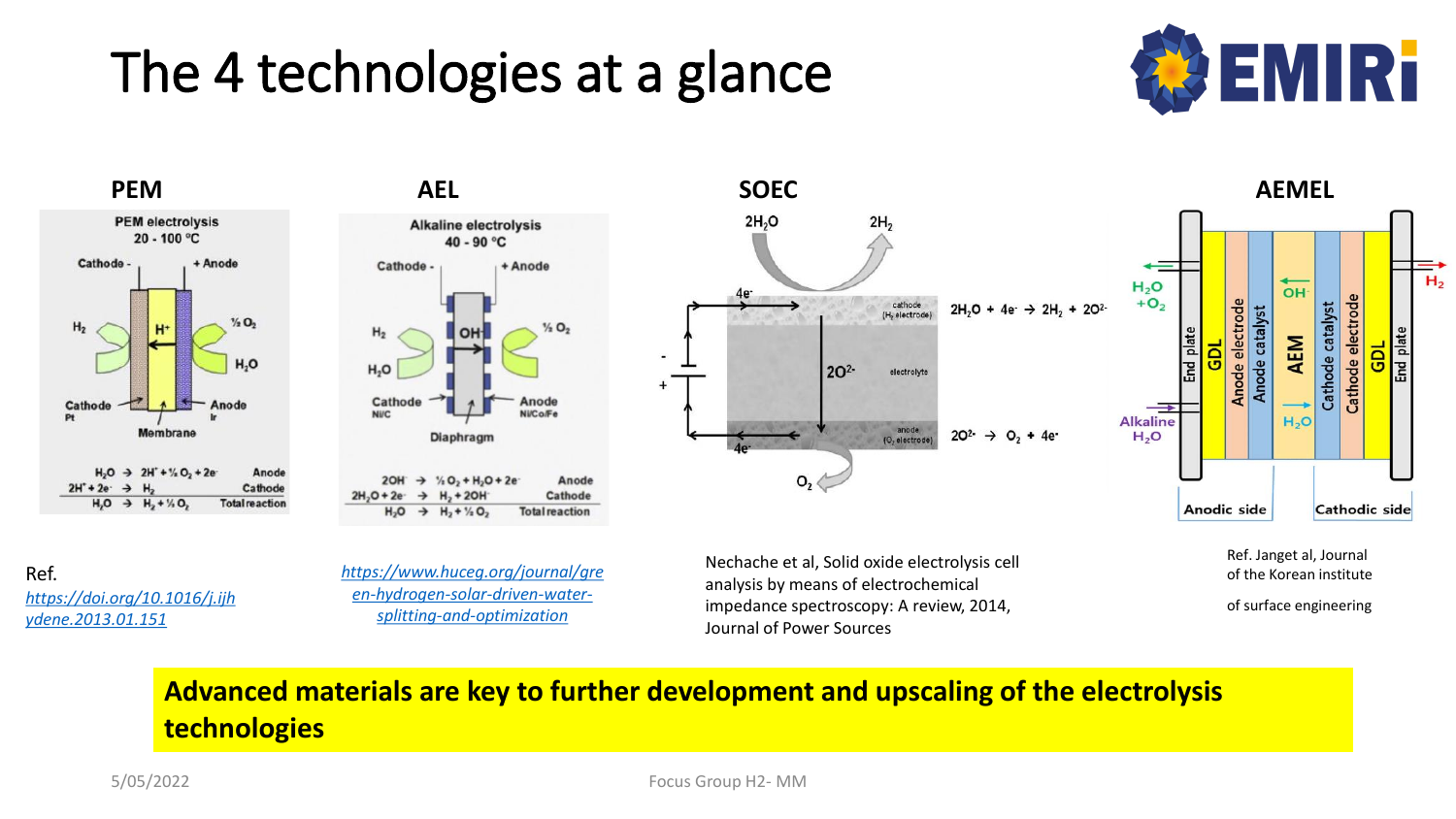# The 4 technologies at a glance

## PEM

PEM electrolysis
20 - 100 °C

Cathode - + Anode

$H_2$ $H^+$ ½ $O_2$ $H_2O$

Cathode Pt — Anode Ir — Membrane

| | | |
|---|---|---|
| $H_2O \rightarrow 2H^+ + ½ O_2 + 2e^-$ | | Anode |
| $2H^+ + 2e^- \rightarrow H_2$ | | Cathode |
| $H_2O \rightarrow H_2 + ½ O_2$ | | Total reaction |

Ref. *https://doi.org/10.1016/j.ijhydene.2013.01.151*

## AEL

Alkaline electrolysis
40 - 90 °C

Cathode - + Anode

$H_2$ $H_2O$ $OH^-$ ½ $O_2$

Cathode Ni/C — Anode Ni/Co/Fe — Diaphragm

| | | |
|---|---|---|
| $2OH^- \rightarrow ½ O_2 + H_2O + 2e^-$ | | Anode |
| $2H_2O + 2e^- \rightarrow H_2 + 2OH^-$ | | Cathode |
| $H_2O \rightarrow H_2 + ½ O_2$ | | Total reaction |

*https://www.huceg.org/journal/green-hydrogen-solar-driven-water-splitting-and-optimization*

## SOEC

$2H_2O$ $2H_2$

$4e^-$ cathode ($H_2$ electrode) — electrolyte $2O^{2-}$ — anode ($O_2$ electrode) $4e^-$ $O_2$

$2H_2O + 4e^- \rightarrow 2H_2 + 2O^{2-}$

$2O^{2-} \rightarrow O_2 + 4e^-$

Nechache et al, Solid oxide electrolysis cell analysis by means of electrochemical impedance spectroscopy: A review, 2014, Journal of Power Sources

## AEMEL

End plate | GDL | Anode electrode | Anode catalyst | AEM | Cathode catalyst | Cathode electrode | GDL | End plate

$H_2O + O_2$ — Alkaline $H_2O$ — $OH^-$ — $H_2O$ — $H_2$

Anodic side — Cathodic side

Ref. Janget al, Journal of the Korean institute of surface engineering

**Advanced materials are key to further development and upscaling of the electrolysis technologies**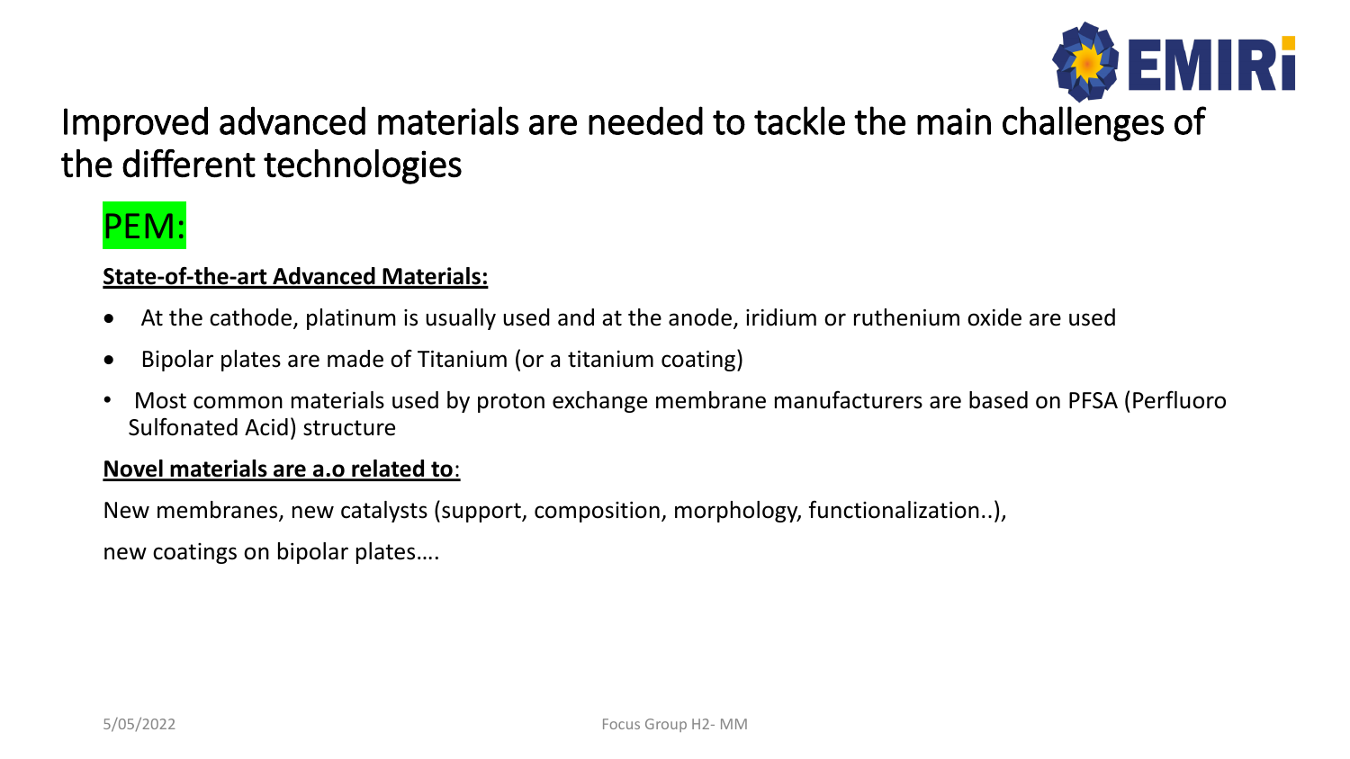# Improved advanced materials are needed to tackle the main challenges of the different technologies

## PEM:

**State-of-the-art Advanced Materials:**

- At the cathode, platinum is usually used and at the anode, iridium or ruthenium oxide are used
- Bipolar plates are made of Titanium (or a titanium coating)
- Most common materials used by proton exchange membrane manufacturers are based on PFSA (Perfluoro Sulfonated Acid) structure

**Novel materials are a.o related to**:

New membranes, new catalysts (support, composition, morphology, functionalization..),

new coatings on bipolar plates….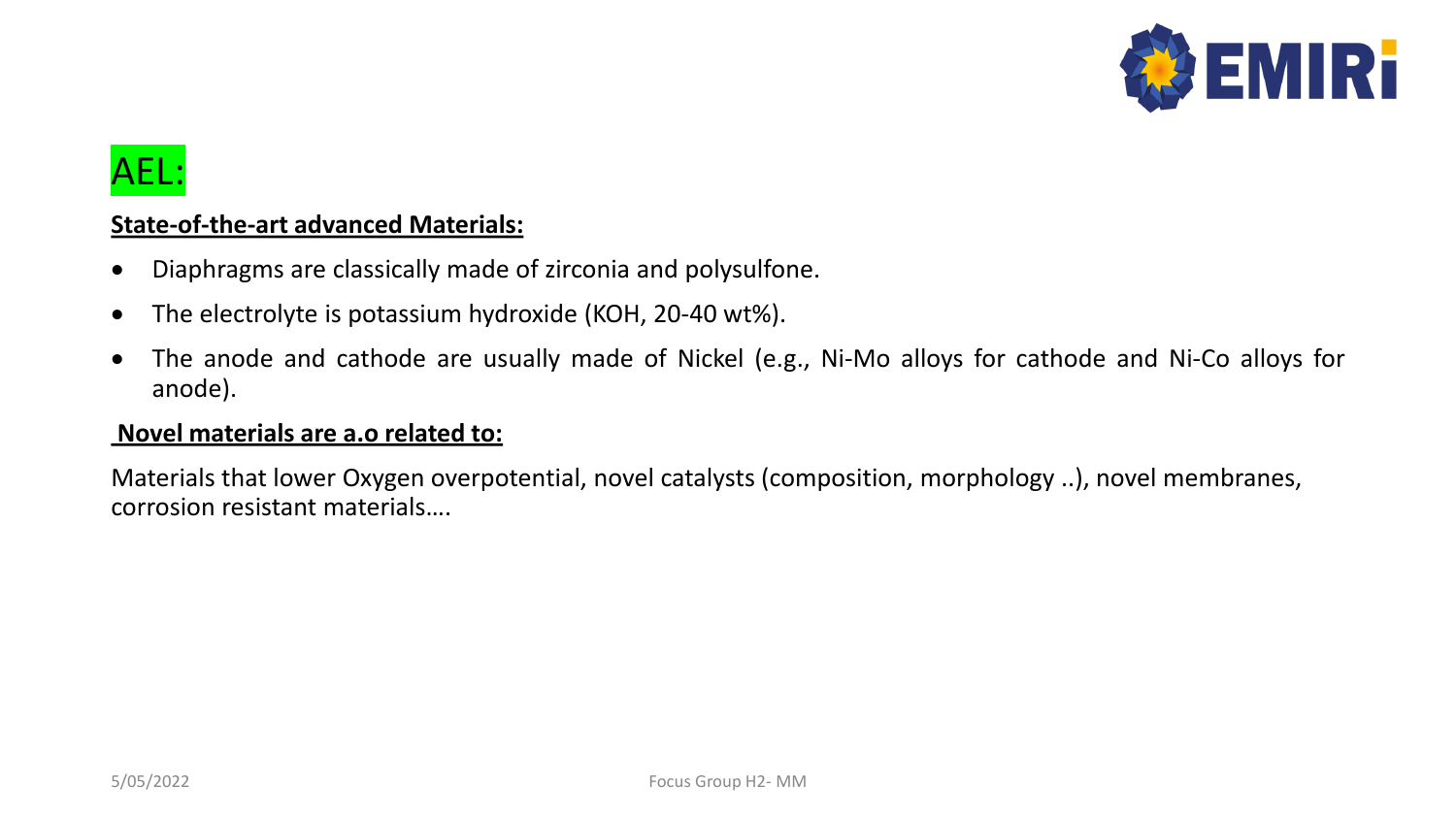# AEL:

**State-of-the-art advanced Materials:**

- Diaphragms are classically made of zirconia and polysulfone.
- The electrolyte is potassium hydroxide (KOH, 20-40 wt%).
- The anode and cathode are usually made of Nickel (e.g., Ni-Mo alloys for cathode and Ni-Co alloys for anode).

**Novel materials are a.o related to:**

Materials that lower Oxygen overpotential, novel catalysts (composition, morphology ..), novel membranes, corrosion resistant materials….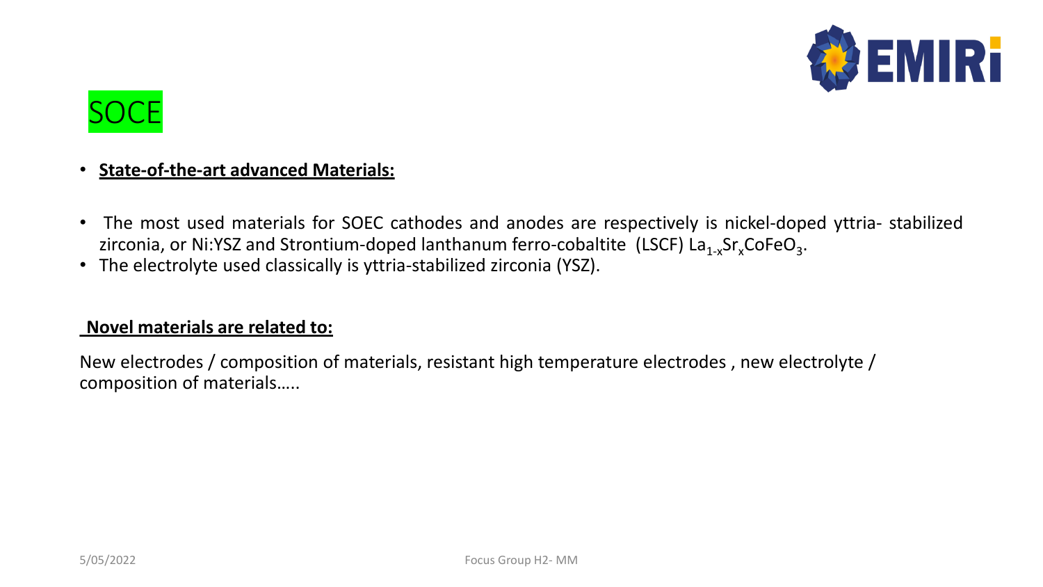# SOCE

- **State-of-the-art advanced Materials:**

- The most used materials for SOEC cathodes and anodes are respectively is nickel-doped yttria- stabilized zirconia, or Ni:YSZ and Strontium-doped lanthanum ferro-cobaltite (LSCF) $La_{1-x}Sr_xCoFeO_3$.
- The electrolyte used classically is yttria-stabilized zirconia (YSZ).

**Novel materials are related to:**

New electrodes / composition of materials, resistant high temperature electrodes , new electrolyte / composition of materials…..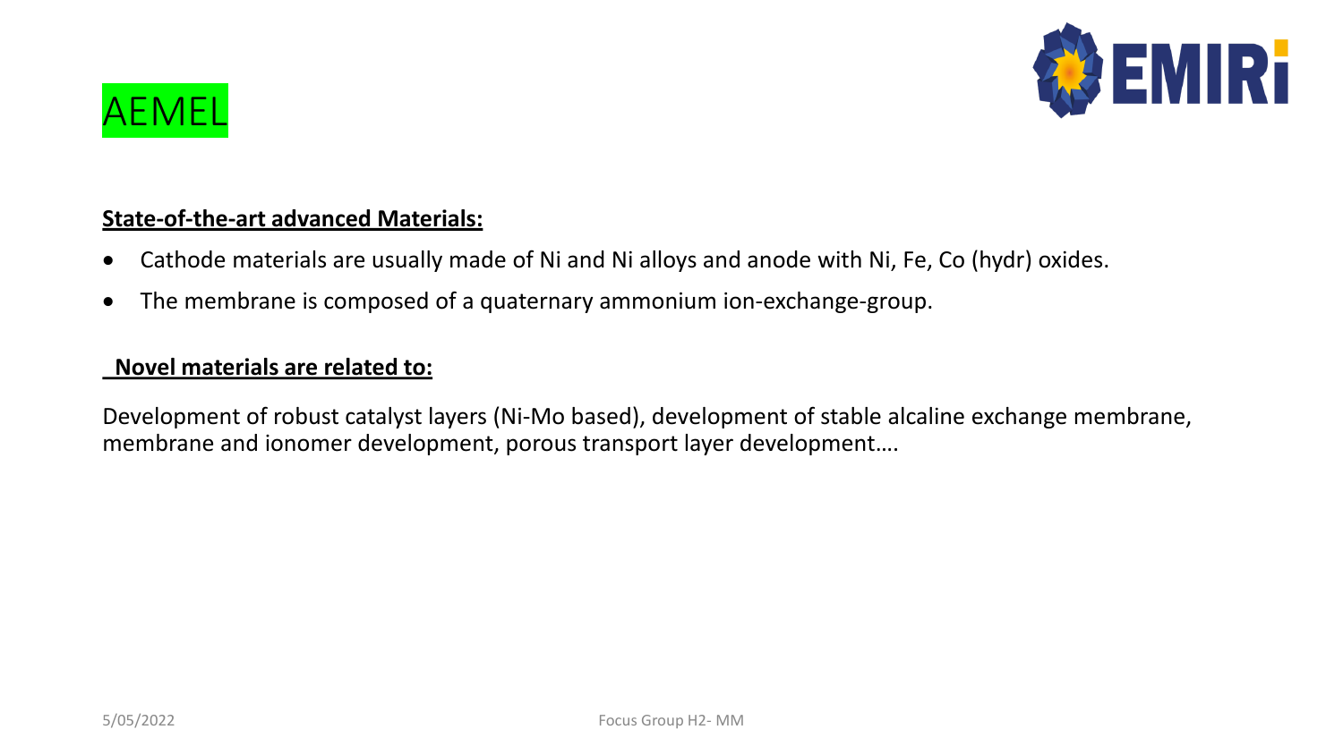# AEMEL

**State-of-the-art advanced Materials:**

- Cathode materials are usually made of Ni and Ni alloys and anode with Ni, Fe, Co (hydr) oxides.
- The membrane is composed of a quaternary ammonium ion-exchange-group.

**Novel materials are related to:**

Development of robust catalyst layers (Ni-Mo based), development of stable alcaline exchange membrane, membrane and ionomer development, porous transport layer development….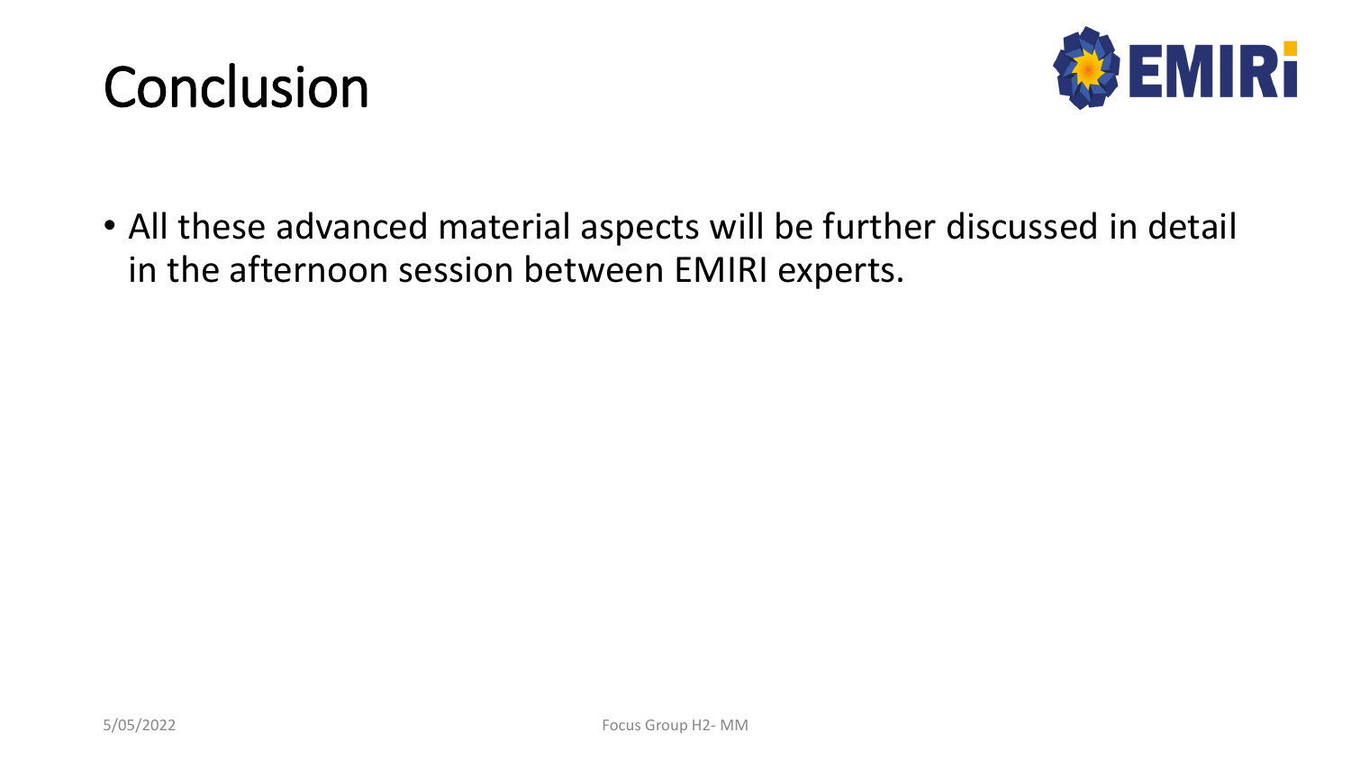# Conclusion

- All these advanced material aspects will be further discussed in detail in the afternoon session between EMIRI experts.